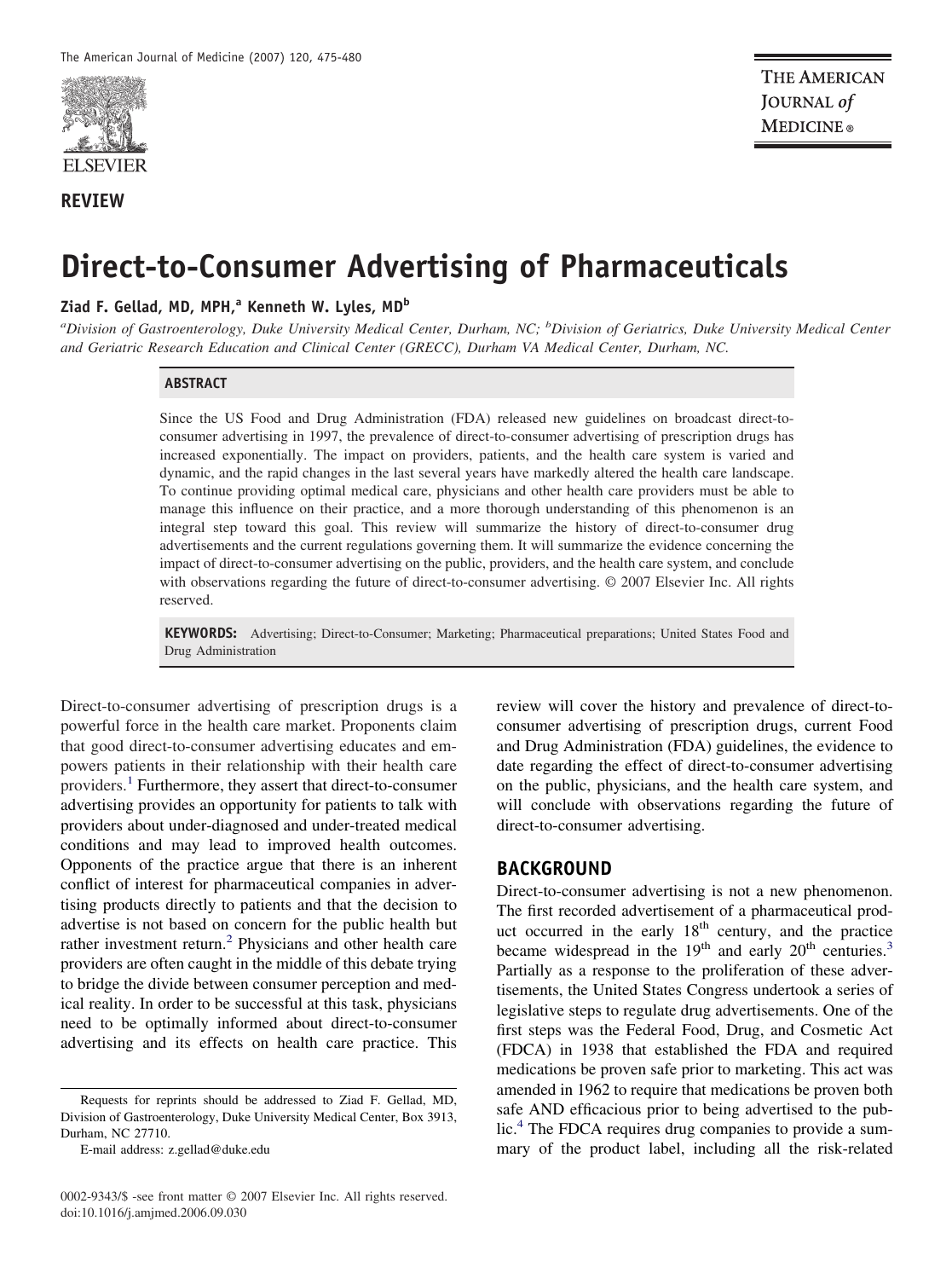REVIEW

# Direct-to-Consumer Advertising of Pharmaceuticals

**Ziad F. Gellad, MD, MPH,[a] Kenneth W. Lyles, MD[b]**

*[a]Division of Gastroenterology, Duke University Medical Center, Durham, NC; [b]Division of Geriatrics, Duke University Medical Center and Geriatric Research Education and Clinical Center (GRECC), Durham VA Medical Center, Durham, NC.*

## ABSTRACT

Since the US Food and Drug Administration (FDA) released new guidelines on broadcast direct-to-consumer advertising in 1997, the prevalence of direct-to-consumer advertising of prescription drugs has increased exponentially. The impact on providers, patients, and the health care system is varied and dynamic, and the rapid changes in the last several years have markedly altered the health care landscape. To continue providing optimal medical care, physicians and other health care providers must be able to manage this influence on their practice, and a more thorough understanding of this phenomenon is an integral step toward this goal. This review will summarize the history of direct-to-consumer drug advertisements and the current regulations governing them. It will summarize the evidence concerning the impact of direct-to-consumer advertising on the public, providers, and the health care system, and conclude with observations regarding the future of direct-to-consumer advertising. © 2007 Elsevier Inc. All rights reserved.

**KEYWORDS:** Advertising; Direct-to-Consumer; Marketing; Pharmaceutical preparations; United States Food and Drug Administration

Direct-to-consumer advertising of prescription drugs is a powerful force in the health care market. Proponents claim that good direct-to-consumer advertising educates and empowers patients in their relationship with their health care providers.[1] Furthermore, they assert that direct-to-consumer advertising provides an opportunity for patients to talk with providers about under-diagnosed and under-treated medical conditions and may lead to improved health outcomes. Opponents of the practice argue that there is an inherent conflict of interest for pharmaceutical companies in advertising products directly to patients and that the decision to advertise is not based on concern for the public health but rather investment return.[2] Physicians and other health care providers are often caught in the middle of this debate trying to bridge the divide between consumer perception and medical reality. In order to be successful at this task, physicians need to be optimally informed about direct-to-consumer advertising and its effects on health care practice. This review will cover the history and prevalence of direct-to-consumer advertising of prescription drugs, current Food and Drug Administration (FDA) guidelines, the evidence to date regarding the effect of direct-to-consumer advertising on the public, physicians, and the health care system, and will conclude with observations regarding the future of direct-to-consumer advertising.

## BACKGROUND

Direct-to-consumer advertising is not a new phenomenon. The first recorded advertisement of a pharmaceutical product occurred in the early 18th century, and the practice became widespread in the 19th and early 20th centuries.[3] Partially as a response to the proliferation of these advertisements, the United States Congress undertook a series of legislative steps to regulate drug advertisements. One of the first steps was the Federal Food, Drug, and Cosmetic Act (FDCA) in 1938 that established the FDA and required medications be proven safe prior to marketing. This act was amended in 1962 to require that medications be proven both safe AND efficacious prior to being advertised to the public.[4] The FDCA requires drug companies to provide a summary of the product label, including all the risk-related

Requests for reprints should be addressed to Ziad F. Gellad, MD, Division of Gastroenterology, Duke University Medical Center, Box 3913, Durham, NC 27710.

E-mail address: z.gellad@duke.edu

0002-9343/$ -see front matter © 2007 Elsevier Inc. All rights reserved.
doi:10.1016/j.amjmed.2006.09.030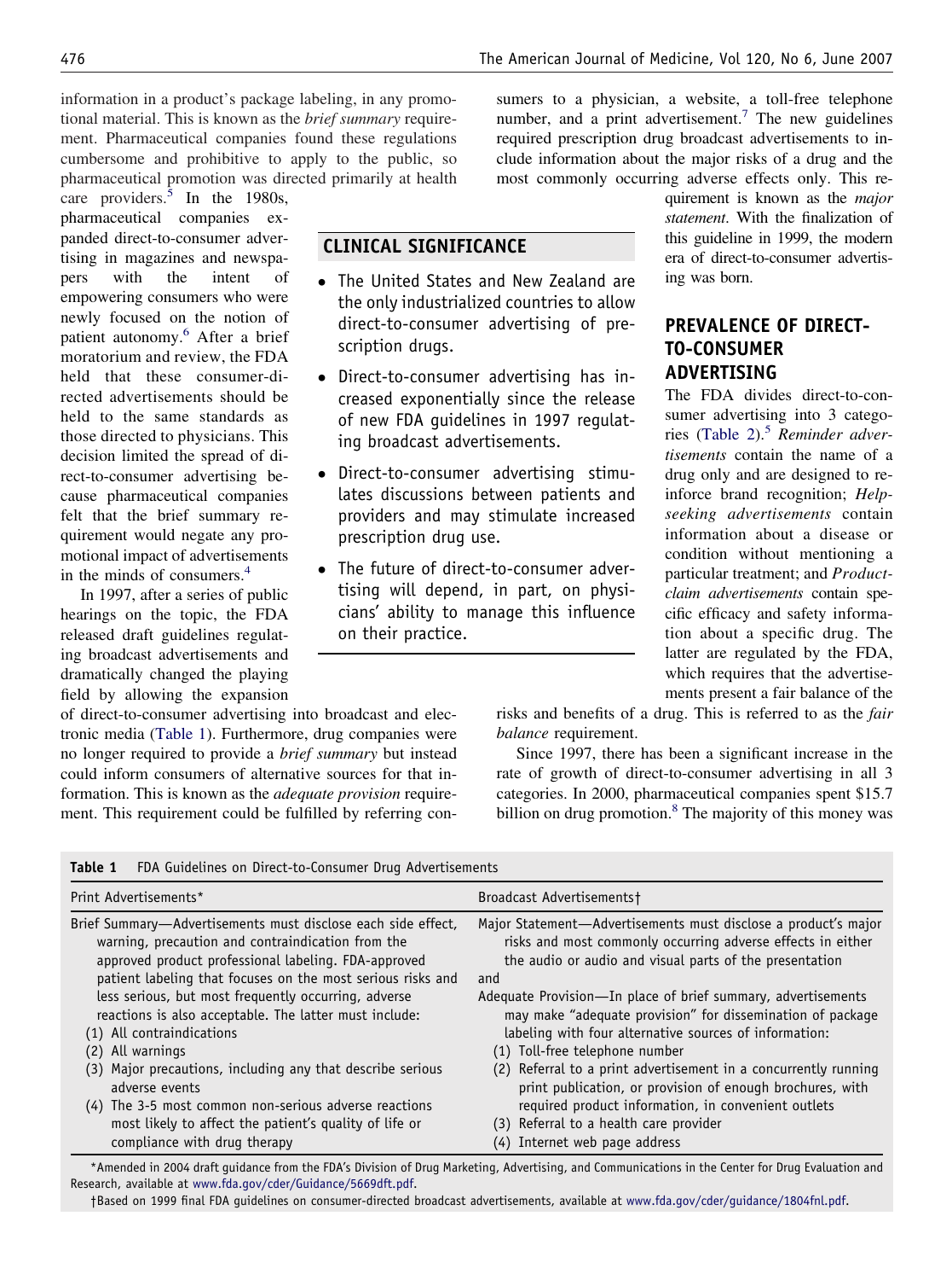information in a product's package labeling, in any promotional material. This is known as the *brief summary* requirement. Pharmaceutical companies found these regulations cumbersome and prohibitive to apply to the public, so pharmaceutical promotion was directed primarily at health care providers.[5] In the 1980s, pharmaceutical companies expanded direct-to-consumer advertising in magazines and newspapers with the intent of empowering consumers who were newly focused on the notion of patient autonomy.[6] After a brief moratorium and review, the FDA held that these consumer-directed advertisements should be held to the same standards as those directed to physicians. This decision limited the spread of direct-to-consumer advertising because pharmaceutical companies felt that the brief summary requirement would negate any promotional impact of advertisements in the minds of consumers.[4]

In 1997, after a series of public hearings on the topic, the FDA released draft guidelines regulating broadcast advertisements and dramatically changed the playing field by allowing the expansion of direct-to-consumer advertising into broadcast and electronic media (Table 1). Furthermore, drug companies were no longer required to provide a *brief summary* but instead could inform consumers of alternative sources for that information. This is known as the *adequate provision* requirement. This requirement could be fulfilled by referring consumers to a physician, a website, a toll-free telephone number, and a print advertisement.[7] The new guidelines required prescription drug broadcast advertisements to include information about the major risks of a drug and the most commonly occurring adverse effects only. This requirement is known as the *major statement*. With the finalization of this guideline in 1999, the modern era of direct-to-consumer advertising was born.

## CLINICAL SIGNIFICANCE

- The United States and New Zealand are the only industrialized countries to allow direct-to-consumer advertising of prescription drugs.
- Direct-to-consumer advertising has increased exponentially since the release of new FDA guidelines in 1997 regulating broadcast advertisements.
- Direct-to-consumer advertising stimulates discussions between patients and providers and may stimulate increased prescription drug use.
- The future of direct-to-consumer advertising will depend, in part, on physicians' ability to manage this influence on their practice.

## PREVALENCE OF DIRECT-TO-CONSUMER ADVERTISING

The FDA divides direct-to-consumer advertising into 3 categories (Table 2).[5] *Reminder advertisements* contain the name of a drug only and are designed to reinforce brand recognition; *Help-seeking advertisements* contain information about a disease or condition without mentioning a particular treatment; and *Product-claim advertisements* contain specific efficacy and safety information about a specific drug. The latter are regulated by the FDA, which requires that the advertisements present a fair balance of the risks and benefits of a drug. This is referred to as the *fair balance* requirement.

Since 1997, there has been a significant increase in the rate of growth of direct-to-consumer advertising in all 3 categories. In 2000, pharmaceutical companies spent $15.7 billion on drug promotion.[8] The majority of this money was

**Table 1** FDA Guidelines on Direct-to-Consumer Drug Advertisements

| Print Advertisements* | Broadcast Advertisements† |
|---|---|
| Brief Summary—Advertisements must disclose each side effect, warning, precaution and contraindication from the approved product professional labeling. FDA-approved patient labeling that focuses on the most serious risks and less serious, but most frequently occurring, adverse reactions is also acceptable. The latter must include:<br>(1) All contraindications<br>(2) All warnings<br>(3) Major precautions, including any that describe serious adverse events<br>(4) The 3-5 most common non-serious adverse reactions most likely to affect the patient's quality of life or compliance with drug therapy | Major Statement—Advertisements must disclose a product's major risks and most commonly occurring adverse effects in either the audio or audio and visual parts of the presentation<br>and<br>Adequate Provision—In place of brief summary, advertisements may make "adequate provision" for dissemination of package labeling with four alternative sources of information:<br>(1) Toll-free telephone number<br>(2) Referral to a print advertisement in a concurrently running print publication, or provision of enough brochures, with required product information, in convenient outlets<br>(3) Referral to a health care provider<br>(4) Internet web page address |

*Amended in 2004 draft guidance from the FDA's Division of Drug Marketing, Advertising, and Communications in the Center for Drug Evaluation and Research, available at www.fda.gov/cder/Guidance/5669dft.pdf.

†Based on 1999 final FDA guidelines on consumer-directed broadcast advertisements, available at www.fda.gov/cder/guidance/1804fnl.pdf.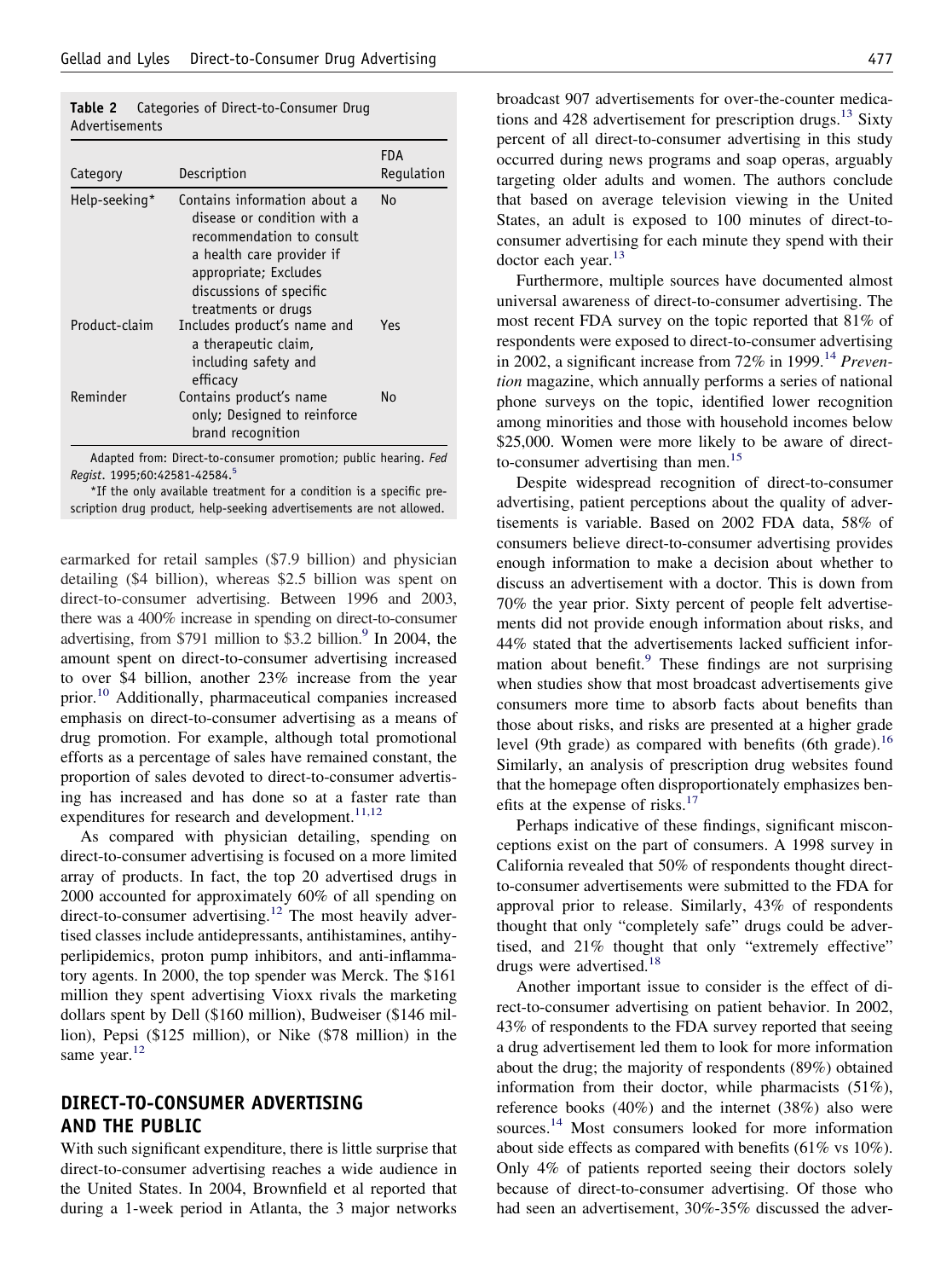**Table 2** Categories of Direct-to-Consumer Drug Advertisements

| Category | Description | FDA Regulation |
| --- | --- | --- |
| Help-seeking* | Contains information about a disease or condition with a recommendation to consult a health care provider if appropriate; Excludes discussions of specific treatments or drugs | No |
| Product-claim | Includes product's name and a therapeutic claim, including safety and efficacy | Yes |
| Reminder | Contains product's name only; Designed to reinforce brand recognition | No |

Adapted from: Direct-to-consumer promotion; public hearing. *Fed Regist*. 1995;60:42581-42584.[5]

*If the only available treatment for a condition is a specific prescription drug product, help-seeking advertisements are not allowed.

earmarked for retail samples ($7.9 billion) and physician detailing ($4 billion), whereas $2.5 billion was spent on direct-to-consumer advertising. Between 1996 and 2003, there was a 400% increase in spending on direct-to-consumer advertising, from $791 million to $3.2 billion.[9] In 2004, the amount spent on direct-to-consumer advertising increased to over $4 billion, another 23% increase from the year prior.[10] Additionally, pharmaceutical companies increased emphasis on direct-to-consumer advertising as a means of drug promotion. For example, although total promotional efforts as a percentage of sales have remained constant, the proportion of sales devoted to direct-to-consumer advertising has increased and has done so at a faster rate than expenditures for research and development.[11,12]

As compared with physician detailing, spending on direct-to-consumer advertising is focused on a more limited array of products. In fact, the top 20 advertised drugs in 2000 accounted for approximately 60% of all spending on direct-to-consumer advertising.[12] The most heavily advertised classes include antidepressants, antihistamines, antihyperlipidemics, proton pump inhibitors, and anti-inflammatory agents. In 2000, the top spender was Merck. The $161 million they spent advertising Vioxx rivals the marketing dollars spent by Dell ($160 million), Budweiser ($146 million), Pepsi ($125 million), or Nike ($78 million) in the same year.[12]

## DIRECT-TO-CONSUMER ADVERTISING AND THE PUBLIC

With such significant expenditure, there is little surprise that direct-to-consumer advertising reaches a wide audience in the United States. In 2004, Brownfield et al reported that during a 1-week period in Atlanta, the 3 major networks broadcast 907 advertisements for over-the-counter medications and 428 advertisement for prescription drugs.[13] Sixty percent of all direct-to-consumer advertising in this study occurred during news programs and soap operas, arguably targeting older adults and women. The authors conclude that based on average television viewing in the United States, an adult is exposed to 100 minutes of direct-to-consumer advertising for each minute they spend with their doctor each year.[13]

Furthermore, multiple sources have documented almost universal awareness of direct-to-consumer advertising. The most recent FDA survey on the topic reported that 81% of respondents were exposed to direct-to-consumer advertising in 2002, a significant increase from 72% in 1999.[14] *Prevention* magazine, which annually performs a series of national phone surveys on the topic, identified lower recognition among minorities and those with household incomes below $25,000. Women were more likely to be aware of direct-to-consumer advertising than men.[15]

Despite widespread recognition of direct-to-consumer advertising, patient perceptions about the quality of advertisements is variable. Based on 2002 FDA data, 58% of consumers believe direct-to-consumer advertising provides enough information to make a decision about whether to discuss an advertisement with a doctor. This is down from 70% the year prior. Sixty percent of people felt advertisements did not provide enough information about risks, and 44% stated that the advertisements lacked sufficient information about benefit.[9] These findings are not surprising when studies show that most broadcast advertisements give consumers more time to absorb facts about benefits than those about risks, and risks are presented at a higher grade level (9th grade) as compared with benefits (6th grade).[16] Similarly, an analysis of prescription drug websites found that the homepage often disproportionately emphasizes benefits at the expense of risks.[17]

Perhaps indicative of these findings, significant misconceptions exist on the part of consumers. A 1998 survey in California revealed that 50% of respondents thought direct-to-consumer advertisements were submitted to the FDA for approval prior to release. Similarly, 43% of respondents thought that only "completely safe" drugs could be advertised, and 21% thought that only "extremely effective" drugs were advertised.[18]

Another important issue to consider is the effect of direct-to-consumer advertising on patient behavior. In 2002, 43% of respondents to the FDA survey reported that seeing a drug advertisement led them to look for more information about the drug; the majority of respondents (89%) obtained information from their doctor, while pharmacists (51%), reference books (40%) and the internet (38%) also were sources.[14] Most consumers looked for more information about side effects as compared with benefits (61% vs 10%). Only 4% of patients reported seeing their doctors solely because of direct-to-consumer advertising. Of those who had seen an advertisement, 30%-35% discussed the adver-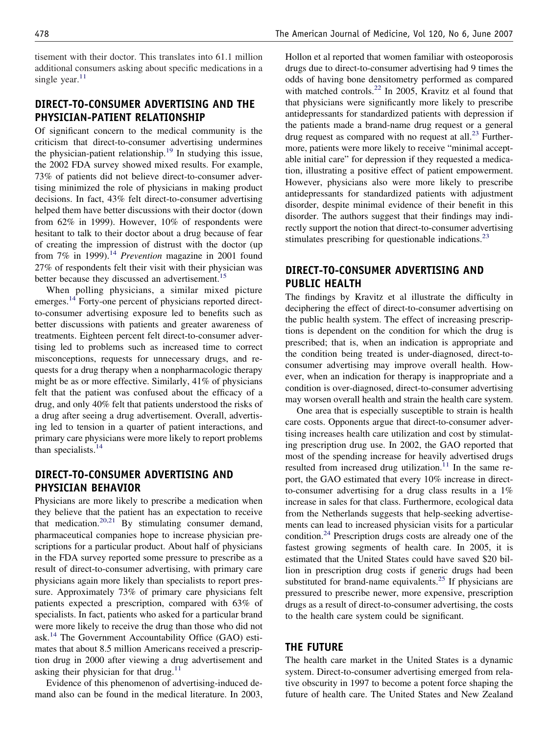tisement with their doctor. This translates into 61.1 million additional consumers asking about specific medications in a single year.[11]

## DIRECT-TO-CONSUMER ADVERTISING AND THE PHYSICIAN-PATIENT RELATIONSHIP

Of significant concern to the medical community is the criticism that direct-to-consumer advertising undermines the physician-patient relationship.[19] In studying this issue, the 2002 FDA survey showed mixed results. For example, 73% of patients did not believe direct-to-consumer advertising minimized the role of physicians in making product decisions. In fact, 43% felt direct-to-consumer advertising helped them have better discussions with their doctor (down from 62% in 1999). However, 10% of respondents were hesitant to talk to their doctor about a drug because of fear of creating the impression of distrust with the doctor (up from 7% in 1999).[14] *Prevention* magazine in 2001 found 27% of respondents felt their visit with their physician was better because they discussed an advertisement.[15]

When polling physicians, a similar mixed picture emerges.[14] Forty-one percent of physicians reported direct-to-consumer advertising exposure led to benefits such as better discussions with patients and greater awareness of treatments. Eighteen percent felt direct-to-consumer advertising led to problems such as increased time to correct misconceptions, requests for unnecessary drugs, and requests for a drug therapy when a nonpharmacologic therapy might be as or more effective. Similarly, 41% of physicians felt that the patient was confused about the efficacy of a drug, and only 40% felt that patients understood the risks of a drug after seeing a drug advertisement. Overall, advertising led to tension in a quarter of patient interactions, and primary care physicians were more likely to report problems than specialists.[14]

## DIRECT-TO-CONSUMER ADVERTISING AND PHYSICIAN BEHAVIOR

Physicians are more likely to prescribe a medication when they believe that the patient has an expectation to receive that medication.[20,21] By stimulating consumer demand, pharmaceutical companies hope to increase physician prescriptions for a particular product. About half of physicians in the FDA survey reported some pressure to prescribe as a result of direct-to-consumer advertising, with primary care physicians again more likely than specialists to report pressure. Approximately 73% of primary care physicians felt patients expected a prescription, compared with 63% of specialists. In fact, patients who asked for a particular brand were more likely to receive the drug than those who did not ask.[14] The Government Accountability Office (GAO) estimates that about 8.5 million Americans received a prescription drug in 2000 after viewing a drug advertisement and asking their physician for that drug.[11]

Evidence of this phenomenon of advertising-induced demand also can be found in the medical literature. In 2003, Hollon et al reported that women familiar with osteoporosis drugs due to direct-to-consumer advertising had 9 times the odds of having bone densitometry performed as compared with matched controls.[22] In 2005, Kravitz et al found that that physicians were significantly more likely to prescribe antidepressants for standardized patients with depression if the patients made a brand-name drug request or a general drug request as compared with no request at all.[23] Furthermore, patients were more likely to receive "minimal acceptable initial care" for depression if they requested a medication, illustrating a positive effect of patient empowerment. However, physicians also were more likely to prescribe antidepressants for standardized patients with adjustment disorder, despite minimal evidence of their benefit in this disorder. The authors suggest that their findings may indirectly support the notion that direct-to-consumer advertising stimulates prescribing for questionable indications.[23]

## DIRECT-TO-CONSUMER ADVERTISING AND PUBLIC HEALTH

The findings by Kravitz et al illustrate the difficulty in deciphering the effect of direct-to-consumer advertising on the public health system. The effect of increasing prescriptions is dependent on the condition for which the drug is prescribed; that is, when an indication is appropriate and the condition being treated is under-diagnosed, direct-to-consumer advertising may improve overall health. However, when an indication for therapy is inappropriate and a condition is over-diagnosed, direct-to-consumer advertising may worsen overall health and strain the health care system.

One area that is especially susceptible to strain is health care costs. Opponents argue that direct-to-consumer advertising increases health care utilization and cost by stimulating prescription drug use. In 2002, the GAO reported that most of the spending increase for heavily advertised drugs resulted from increased drug utilization.[11] In the same report, the GAO estimated that every 10% increase in direct-to-consumer advertising for a drug class results in a 1% increase in sales for that class. Furthermore, ecological data from the Netherlands suggests that help-seeking advertisements can lead to increased physician visits for a particular condition.[24] Prescription drugs costs are already one of the fastest growing segments of health care. In 2005, it is estimated that the United States could have saved $20 billion in prescription drug costs if generic drugs had been substituted for brand-name equivalents.[25] If physicians are pressured to prescribe newer, more expensive, prescription drugs as a result of direct-to-consumer advertising, the costs to the health care system could be significant.

## THE FUTURE

The health care market in the United States is a dynamic system. Direct-to-consumer advertising emerged from relative obscurity in 1997 to become a potent force shaping the future of health care. The United States and New Zealand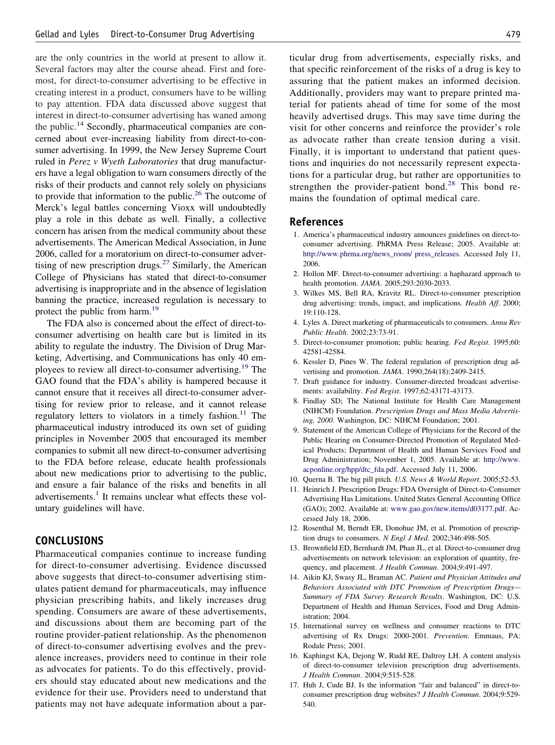are the only countries in the world at present to allow it. Several factors may alter the course ahead. First and foremost, for direct-to-consumer advertising to be effective in creating interest in a product, consumers have to be willing to pay attention. FDA data discussed above suggest that interest in direct-to-consumer advertising has waned among the public.[14] Secondly, pharmaceutical companies are concerned about ever-increasing liability from direct-to-consumer advertising. In 1999, the New Jersey Supreme Court ruled in *Perez v Wyeth Laboratories* that drug manufacturers have a legal obligation to warn consumers directly of the risks of their products and cannot rely solely on physicians to provide that information to the public.[26] The outcome of Merck's legal battles concerning Vioxx will undoubtedly play a role in this debate as well. Finally, a collective concern has arisen from the medical community about these advertisements. The American Medical Association, in June 2006, called for a moratorium on direct-to-consumer advertising of new prescription drugs.[27] Similarly, the American College of Physicians has stated that direct-to-consumer advertising is inappropriate and in the absence of legislation banning the practice, increased regulation is necessary to protect the public from harm.[19]

The FDA also is concerned about the effect of direct-to-consumer advertising on health care but is limited in its ability to regulate the industry. The Division of Drug Marketing, Advertising, and Communications has only 40 employees to review all direct-to-consumer advertising.[19] The GAO found that the FDA's ability is hampered because it cannot ensure that it receives all direct-to-consumer advertising for review prior to release, and it cannot release regulatory letters to violators in a timely fashion.[11] The pharmaceutical industry introduced its own set of guiding principles in November 2005 that encouraged its member companies to submit all new direct-to-consumer advertising to the FDA before release, educate health professionals about new medications prior to advertising to the public, and ensure a fair balance of the risks and benefits in all advertisements.[1] It remains unclear what effects these voluntary guidelines will have.

## CONCLUSIONS

Pharmaceutical companies continue to increase funding for direct-to-consumer advertising. Evidence discussed above suggests that direct-to-consumer advertising stimulates patient demand for pharmaceuticals, may influence physician prescribing habits, and likely increases drug spending. Consumers are aware of these advertisements, and discussions about them are becoming part of the routine provider-patient relationship. As the phenomenon of direct-to-consumer advertising evolves and the prevalence increases, providers need to continue in their role as advocates for patients. To do this effectively, providers should stay educated about new medications and the evidence for their use. Providers need to understand that patients may not have adequate information about a particular drug from advertisements, especially risks, and that specific reinforcement of the risks of a drug is key to assuring that the patient makes an informed decision. Additionally, providers may want to prepare printed material for patients ahead of time for some of the most heavily advertised drugs. This may save time during the visit for other concerns and reinforce the provider's role as advocate rather than create tension during a visit. Finally, it is important to understand that patient questions and inquiries do not necessarily represent expectations for a particular drug, but rather are opportunities to strengthen the provider-patient bond.[28] This bond remains the foundation of optimal medical care.

## References

1. America's pharmaceutical industry announces guidelines on direct-to-consumer advertising. PhRMA Press Release; 2005. Available at: http://www.phrma.org/news_room/ press_releases. Accessed July 11, 2006.
2. Hollon MF. Direct-to-consumer advertising: a haphazard approach to health promotion. *JAMA*. 2005;293:2030-2033.
3. Wilkes MS, Bell RA, Kravitz RL. Direct-to-consumer prescription drug advertising: trends, impact, and implications. *Health Aff*. 2000; 19:110-128.
4. Lyles A. Direct marketing of pharmaceuticals to consumers. *Annu Rev Public Health*. 2002;23:73-91.
5. Direct-to-consumer promotion; public hearing. *Fed Regist*. 1995;60: 42581-42584.
6. Kessler D, Pines W. The federal regulation of prescription drug advertising and promotion. *JAMA*. 1990;264(18):2409-2415.
7. Draft guidance for industry. Consumer-directed broadcast advertisements: availability. *Fed Regist*. 1997;62:43171-43173.
8. Findlay SD; The National Institute for Health Care Management (NIHCM) Foundation. *Prescription Drugs and Mass Media Advertising, 2000*. Washington, DC: NIHCM Foundation; 2001.
9. Statement of the American College of Physicians for the Record of the Public Hearing on Consumer-Directed Promotion of Regulated Medical Products; Department of Health and Human Services Food and Drug Administration; November 1, 2005. Available at: http://www.acponline.org/hpp/dtc_fda.pdf. Accessed July 11, 2006.
10. Querna B. The big pill pitch. *U.S. News & World Report*. 2005;52-53.
11. Heinrich J. Prescription Drugs: FDA Oversight of Direct-to-Consumer Advertising Has Limitations. United States General Accounting Office (GAO); 2002. Available at: www.gao.gov/new.items/d03177.pdf. Accessed July 18, 2006.
12. Rosenthal M, Berndt ER, Donohue JM, et al. Promotion of prescription drugs to consumers. *N Engl J Med*. 2002;346:498-505.
13. Brownfield ED, Bernhardt JM, Phan JL, et al. Direct-to-consumer drug advertisements on network television: an exploration of quantity, frequency, and placement. *J Health Commun*. 2004;9:491-497.
14. Aikin KJ, Swasy JL, Braman AC. *Patient and Physician Attitudes and Behaviors Associated with DTC Promotion of Prescription Drugs—Summary of FDA Survey Research Results*. Washington, DC: U.S. Department of Health and Human Services, Food and Drug Administration; 2004.
15. International survey on wellness and consumer reactions to DTC advertising of Rx Drugs: 2000-2001. *Prevention*. Emmaus, PA: Rodale Press; 2001.
16. Kaphingst KA, Dejong W, Rudd RE, Daltroy LH. A content analysis of direct-to-consumer television prescription drug advertisements. *J Health Commun*. 2004;9:515-528.
17. Huh J, Cude BJ. Is the information "fair and balanced" in direct-to-consumer prescription drug websites? *J Health Commun*. 2004;9:529-540.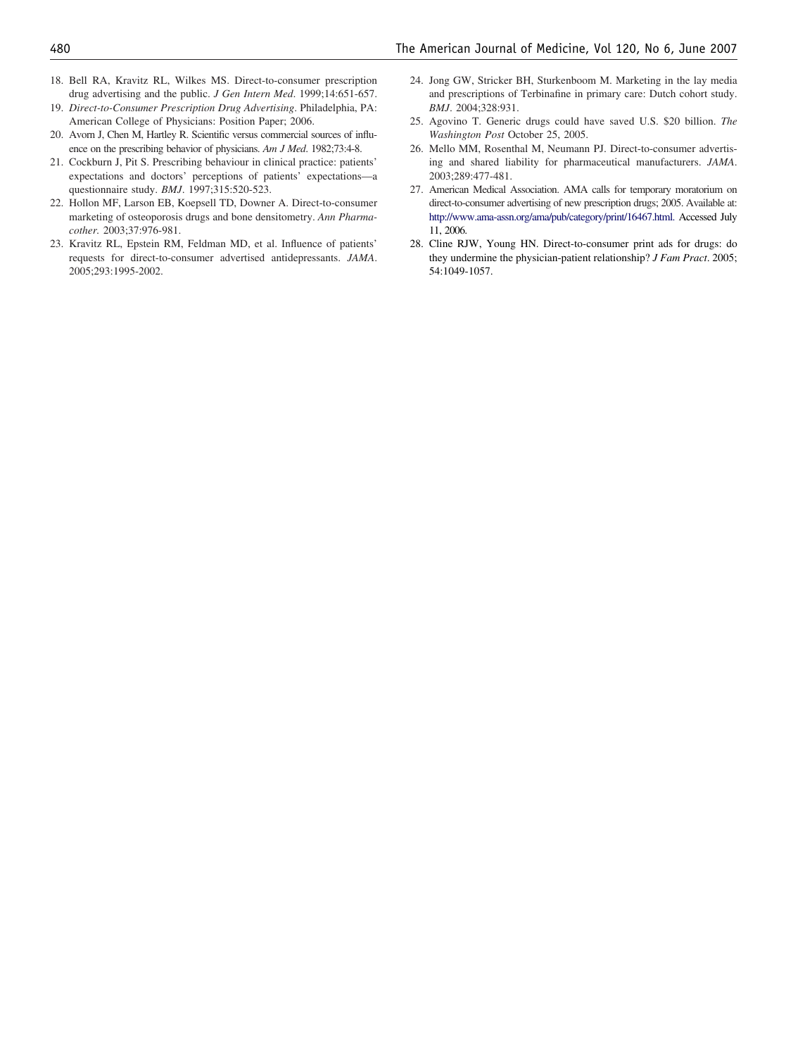18. Bell RA, Kravitz RL, Wilkes MS. Direct-to-consumer prescription drug advertising and the public. *J Gen Intern Med*. 1999;14:651-657.
19. *Direct-to-Consumer Prescription Drug Advertising*. Philadelphia, PA: American College of Physicians: Position Paper; 2006.
20. Avorn J, Chen M, Hartley R. Scientific versus commercial sources of influence on the prescribing behavior of physicians. *Am J Med*. 1982;73:4-8.
21. Cockburn J, Pit S. Prescribing behaviour in clinical practice: patients' expectations and doctors' perceptions of patients' expectations—a questionnaire study. *BMJ*. 1997;315:520-523.
22. Hollon MF, Larson EB, Koepsell TD, Downer A. Direct-to-consumer marketing of osteoporosis drugs and bone densitometry. *Ann Pharmacother*. 2003;37:976-981.
23. Kravitz RL, Epstein RM, Feldman MD, et al. Influence of patients' requests for direct-to-consumer advertised antidepressants. *JAMA*. 2005;293:1995-2002.
24. Jong GW, Stricker BH, Sturkenboom M. Marketing in the lay media and prescriptions of Terbinafine in primary care: Dutch cohort study. *BMJ*. 2004;328:931.
25. Agovino T. Generic drugs could have saved U.S. $20 billion. *The Washington Post* October 25, 2005.
26. Mello MM, Rosenthal M, Neumann PJ. Direct-to-consumer advertising and shared liability for pharmaceutical manufacturers. *JAMA*. 2003;289:477-481.
27. American Medical Association. AMA calls for temporary moratorium on direct-to-consumer advertising of new prescription drugs; 2005. Available at: http://www.ama-assn.org/ama/pub/category/print/16467.html. Accessed July 11, 2006.
28. Cline RJW, Young HN. Direct-to-consumer print ads for drugs: do they undermine the physician-patient relationship? *J Fam Pract*. 2005; 54:1049-1057.